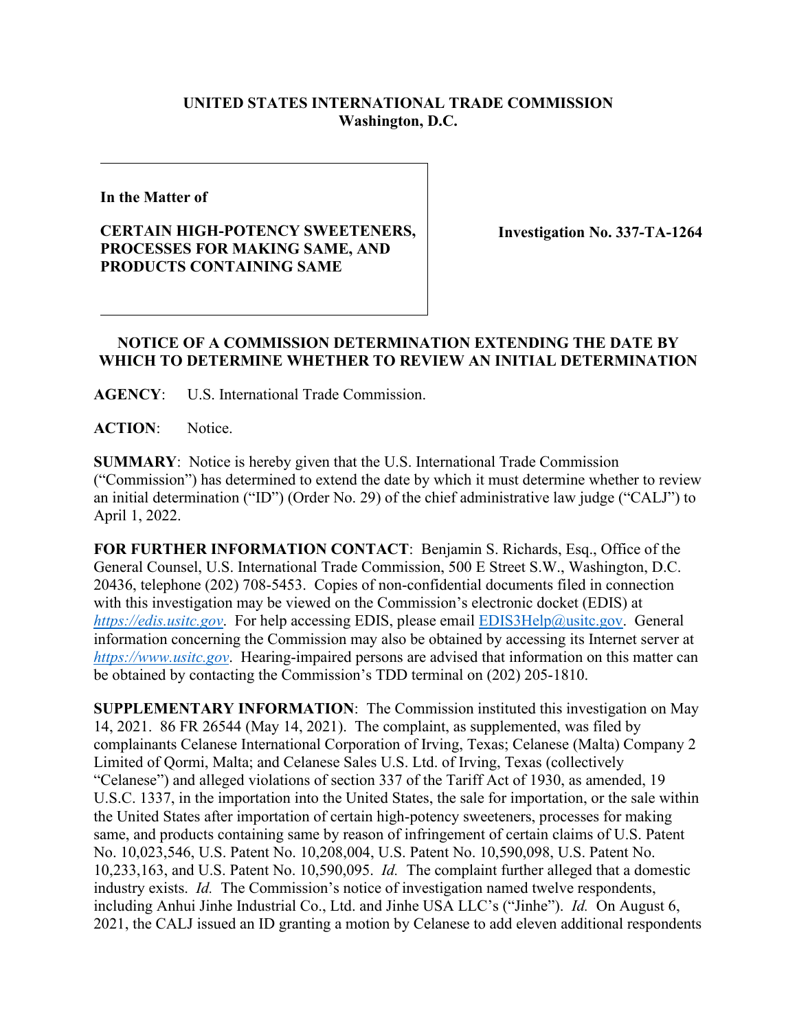**UNITED STATES INTERNATIONAL TRADE COMMISSION**
**Washington, D.C.**

**In the Matter of**

**CERTAIN HIGH-POTENCY SWEETENERS, PROCESSES FOR MAKING SAME, AND PRODUCTS CONTAINING SAME**

**Investigation No. 337-TA-1264**

**NOTICE OF A COMMISSION DETERMINATION EXTENDING THE DATE BY WHICH TO DETERMINE WHETHER TO REVIEW AN INITIAL DETERMINATION**

**AGENCY**: U.S. International Trade Commission.

**ACTION**: Notice.

**SUMMARY**: Notice is hereby given that the U.S. International Trade Commission ("Commission") has determined to extend the date by which it must determine whether to review an initial determination ("ID") (Order No. 29) of the chief administrative law judge ("CALJ") to April 1, 2022.

**FOR FURTHER INFORMATION CONTACT**: Benjamin S. Richards, Esq., Office of the General Counsel, U.S. International Trade Commission, 500 E Street S.W., Washington, D.C. 20436, telephone (202) 708-5453. Copies of non-confidential documents filed in connection with this investigation may be viewed on the Commission's electronic docket (EDIS) at *https://edis.usitc.gov*. For help accessing EDIS, please email EDIS3Help@usitc.gov. General information concerning the Commission may also be obtained by accessing its Internet server at *https://www.usitc.gov*. Hearing-impaired persons are advised that information on this matter can be obtained by contacting the Commission's TDD terminal on (202) 205-1810.

**SUPPLEMENTARY INFORMATION**: The Commission instituted this investigation on May 14, 2021. 86 FR 26544 (May 14, 2021). The complaint, as supplemented, was filed by complainants Celanese International Corporation of Irving, Texas; Celanese (Malta) Company 2 Limited of Qormi, Malta; and Celanese Sales U.S. Ltd. of Irving, Texas (collectively "Celanese") and alleged violations of section 337 of the Tariff Act of 1930, as amended, 19 U.S.C. 1337, in the importation into the United States, the sale for importation, or the sale within the United States after importation of certain high-potency sweeteners, processes for making same, and products containing same by reason of infringement of certain claims of U.S. Patent No. 10,023,546, U.S. Patent No. 10,208,004, U.S. Patent No. 10,590,098, U.S. Patent No. 10,233,163, and U.S. Patent No. 10,590,095. *Id.* The complaint further alleged that a domestic industry exists. *Id.* The Commission's notice of investigation named twelve respondents, including Anhui Jinhe Industrial Co., Ltd. and Jinhe USA LLC's ("Jinhe"). *Id.* On August 6, 2021, the CALJ issued an ID granting a motion by Celanese to add eleven additional respondents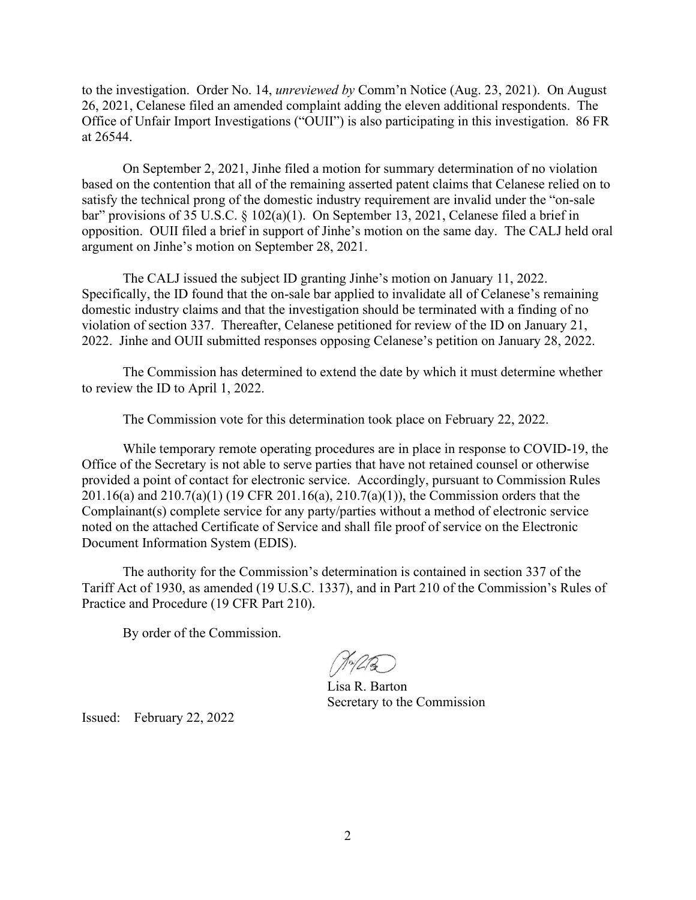to the investigation. Order No. 14, *unreviewed by* Comm'n Notice (Aug. 23, 2021). On August 26, 2021, Celanese filed an amended complaint adding the eleven additional respondents. The Office of Unfair Import Investigations ("OUII") is also participating in this investigation. 86 FR at 26544.

On September 2, 2021, Jinhe filed a motion for summary determination of no violation based on the contention that all of the remaining asserted patent claims that Celanese relied on to satisfy the technical prong of the domestic industry requirement are invalid under the "on-sale bar" provisions of 35 U.S.C. § 102(a)(1). On September 13, 2021, Celanese filed a brief in opposition. OUII filed a brief in support of Jinhe's motion on the same day. The CALJ held oral argument on Jinhe's motion on September 28, 2021.

The CALJ issued the subject ID granting Jinhe's motion on January 11, 2022. Specifically, the ID found that the on-sale bar applied to invalidate all of Celanese's remaining domestic industry claims and that the investigation should be terminated with a finding of no violation of section 337. Thereafter, Celanese petitioned for review of the ID on January 21, 2022. Jinhe and OUII submitted responses opposing Celanese's petition on January 28, 2022.

The Commission has determined to extend the date by which it must determine whether to review the ID to April 1, 2022.

The Commission vote for this determination took place on February 22, 2022.

While temporary remote operating procedures are in place in response to COVID-19, the Office of the Secretary is not able to serve parties that have not retained counsel or otherwise provided a point of contact for electronic service. Accordingly, pursuant to Commission Rules 201.16(a) and 210.7(a)(1) (19 CFR 201.16(a), 210.7(a)(1)), the Commission orders that the Complainant(s) complete service for any party/parties without a method of electronic service noted on the attached Certificate of Service and shall file proof of service on the Electronic Document Information System (EDIS).

The authority for the Commission's determination is contained in section 337 of the Tariff Act of 1930, as amended (19 U.S.C. 1337), and in Part 210 of the Commission's Rules of Practice and Procedure (19 CFR Part 210).

By order of the Commission.

Lisa R. Barton
Secretary to the Commission

Issued: February 22, 2022